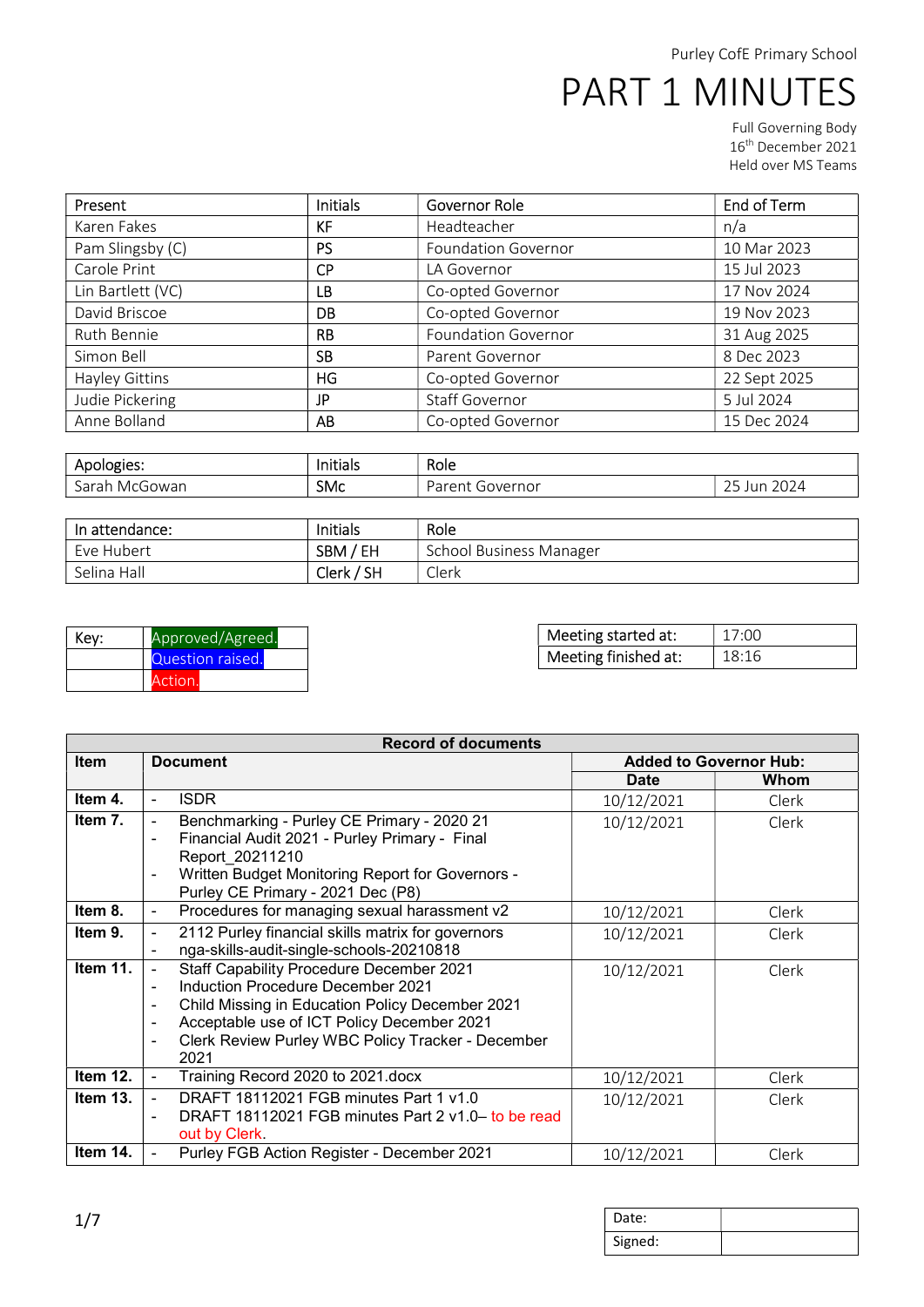Purley CofE Primary School

# PART 1 MINUTES

Full Governing Body
16th December 2021
Held over MS Teams

| Present | Initials | Governor Role | End of Term |
|---|---|---|---|
| Karen Fakes | KF | Headteacher | n/a |
| Pam Slingsby (C) | PS | Foundation Governor | 10 Mar 2023 |
| Carole Print | CP | LA Governor | 15 Jul 2023 |
| Lin Bartlett (VC) | LB | Co-opted Governor | 17 Nov 2024 |
| David Briscoe | DB | Co-opted Governor | 19 Nov 2023 |
| Ruth Bennie | RB | Foundation Governor | 31 Aug 2025 |
| Simon Bell | SB | Parent Governor | 8 Dec 2023 |
| Hayley Gittins | HG | Co-opted Governor | 22 Sept 2025 |
| Judie Pickering | JP | Staff Governor | 5 Jul 2024 |
| Anne Bolland | AB | Co-opted Governor | 15 Dec 2024 |

| Apologies: | Initials | Role | |
|---|---|---|---|
| Sarah McGowan | SMc | Parent Governor | 25 Jun 2024 |

| In attendance: | Initials | Role |
|---|---|---|
| Eve Hubert | SBM / EH | School Business Manager |
| Selina Hall | Clerk / SH | Clerk |

| Key: | Approved/Agreed. |
|---|---|
| | Question raised. |
| | Action. |

| Meeting started at: | 17:00 |
|---|---|
| Meeting finished at: | 18:16 |

| Record of documents | | | |
|---|---|---|---|
| **Item** | **Document** | **Added to Governor Hub:** | |
| | | **Date** | **Whom** |
| **Item 4.** | - ISDR | 10/12/2021 | Clerk |
| **Item 7.** | - Benchmarking - Purley CE Primary - 2020 21<br>- Financial Audit 2021 - Purley Primary - Final Report_20211210<br>- Written Budget Monitoring Report for Governors - Purley CE Primary - 2021 Dec (P8) | 10/12/2021 | Clerk |
| **Item 8.** | - Procedures for managing sexual harassment v2 | 10/12/2021 | Clerk |
| **Item 9.** | - 2112 Purley financial skills matrix for governors<br>- nga-skills-audit-single-schools-20210818 | 10/12/2021 | Clerk |
| **Item 11.** | - Staff Capability Procedure December 2021<br>- Induction Procedure December 2021<br>- Child Missing in Education Policy December 2021<br>- Acceptable use of ICT Policy December 2021<br>- Clerk Review Purley WBC Policy Tracker - December 2021 | 10/12/2021 | Clerk |
| **Item 12.** | - Training Record 2020 to 2021.docx | 10/12/2021 | Clerk |
| **Item 13.** | - DRAFT 18112021 FGB minutes Part 1 v1.0<br>- DRAFT 18112021 FGB minutes Part 2 v1.0– to be read out by Clerk. | 10/12/2021 | Clerk |
| **Item 14.** | - Purley FGB Action Register - December 2021 | 10/12/2021 | Clerk |

| Date: | |
|---|---|
| Signed: | |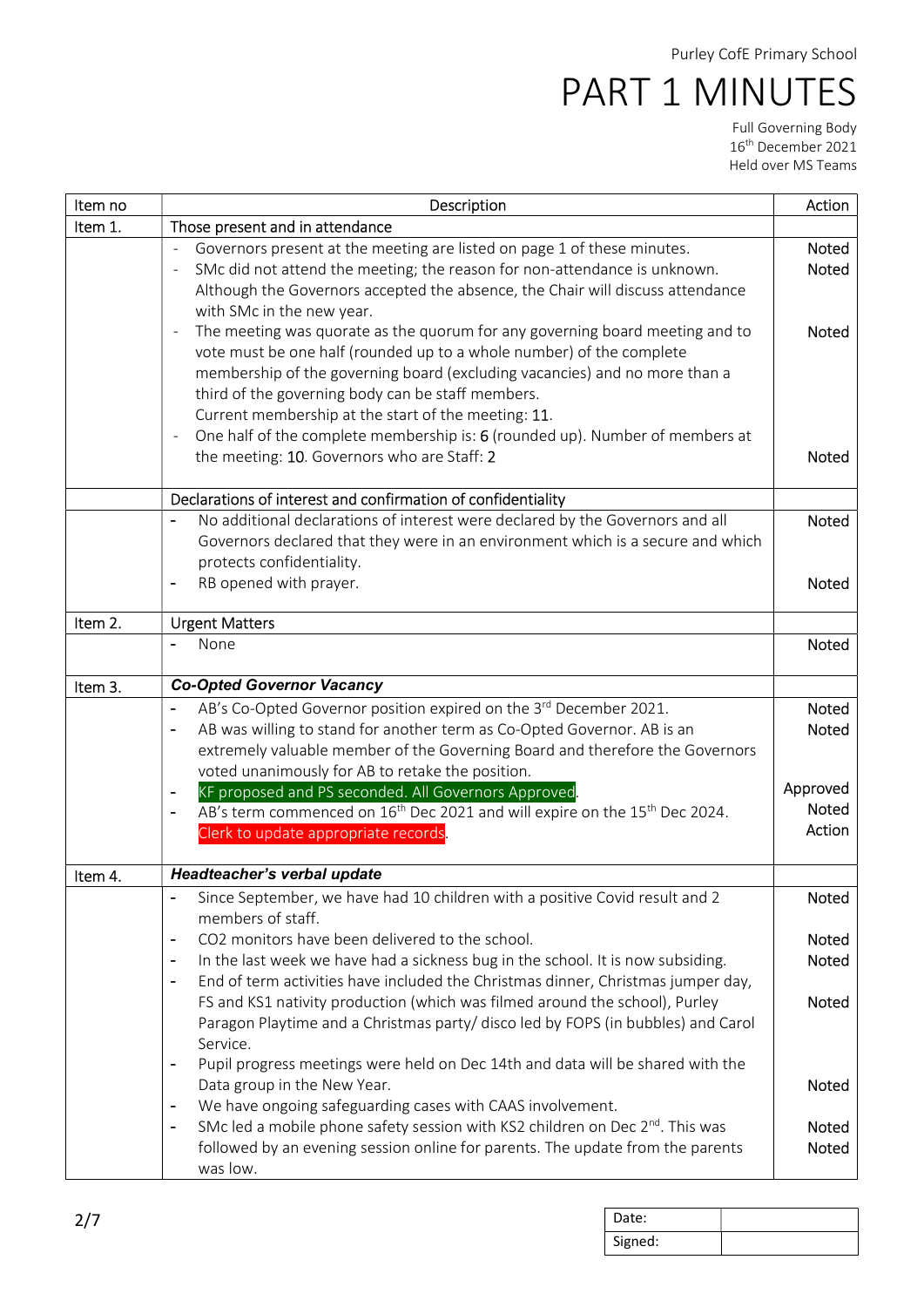Purley CofE Primary School

# PART 1 MINUTES

Full Governing Body
16th December 2021
Held over MS Teams

| Item no | Description | Action |
|---|---|---|
| Item 1. | Those present and in attendance | |
| | - Governors present at the meeting are listed on page 1 of these minutes. | Noted |
| | - SMc did not attend the meeting; the reason for non-attendance is unknown. Although the Governors accepted the absence, the Chair will discuss attendance with SMc in the new year. | Noted |
| | - The meeting was quorate as the quorum for any governing board meeting and to vote must be one half (rounded up to a whole number) of the complete membership of the governing board (excluding vacancies) and no more than a third of the governing body can be staff members. Current membership at the start of the meeting: 11. | Noted |
| | - One half of the complete membership is: 6 (rounded up). Number of members at the meeting: 10. Governors who are Staff: 2 | Noted |
| | Declarations of interest and confirmation of confidentiality | |
| | - No additional declarations of interest were declared by the Governors and all Governors declared that they were in an environment which is a secure and which protects confidentiality. | Noted |
| | - RB opened with prayer. | Noted |
| Item 2. | Urgent Matters | |
| | - None | Noted |
| Item 3. | ***Co-Opted Governor Vacancy*** | |
| | - AB's Co-Opted Governor position expired on the 3rd December 2021. | Noted |
| | - AB was willing to stand for another term as Co-Opted Governor. AB is an extremely valuable member of the Governing Board and therefore the Governors voted unanimously for AB to retake the position. | Noted |
| | - KF proposed and PS seconded. All Governors Approved. | Approved |
| | - AB's term commenced on 16th Dec 2021 and will expire on the 15th Dec 2024. Clerk to update appropriate records. | Noted<br>Action |
| Item 4. | ***Headteacher's verbal update*** | |
| | - Since September, we have had 10 children with a positive Covid result and 2 members of staff. | Noted |
| | - CO2 monitors have been delivered to the school. | Noted |
| | - In the last week we have had a sickness bug in the school. It is now subsiding. | Noted |
| | - End of term activities have included the Christmas dinner, Christmas jumper day, FS and KS1 nativity production (which was filmed around the school), Purley Paragon Playtime and a Christmas party/ disco led by FOPS (in bubbles) and Carol Service. | Noted |
| | - Pupil progress meetings were held on Dec 14th and data will be shared with the Data group in the New Year. | Noted |
| | - We have ongoing safeguarding cases with CAAS involvement. | Noted |
| | - SMc led a mobile phone safety session with KS2 children on Dec 2nd. This was followed by an evening session online for parents. The update from the parents was low. | Noted<br>Noted |

| Date: | |
|---|---|
| Signed: | |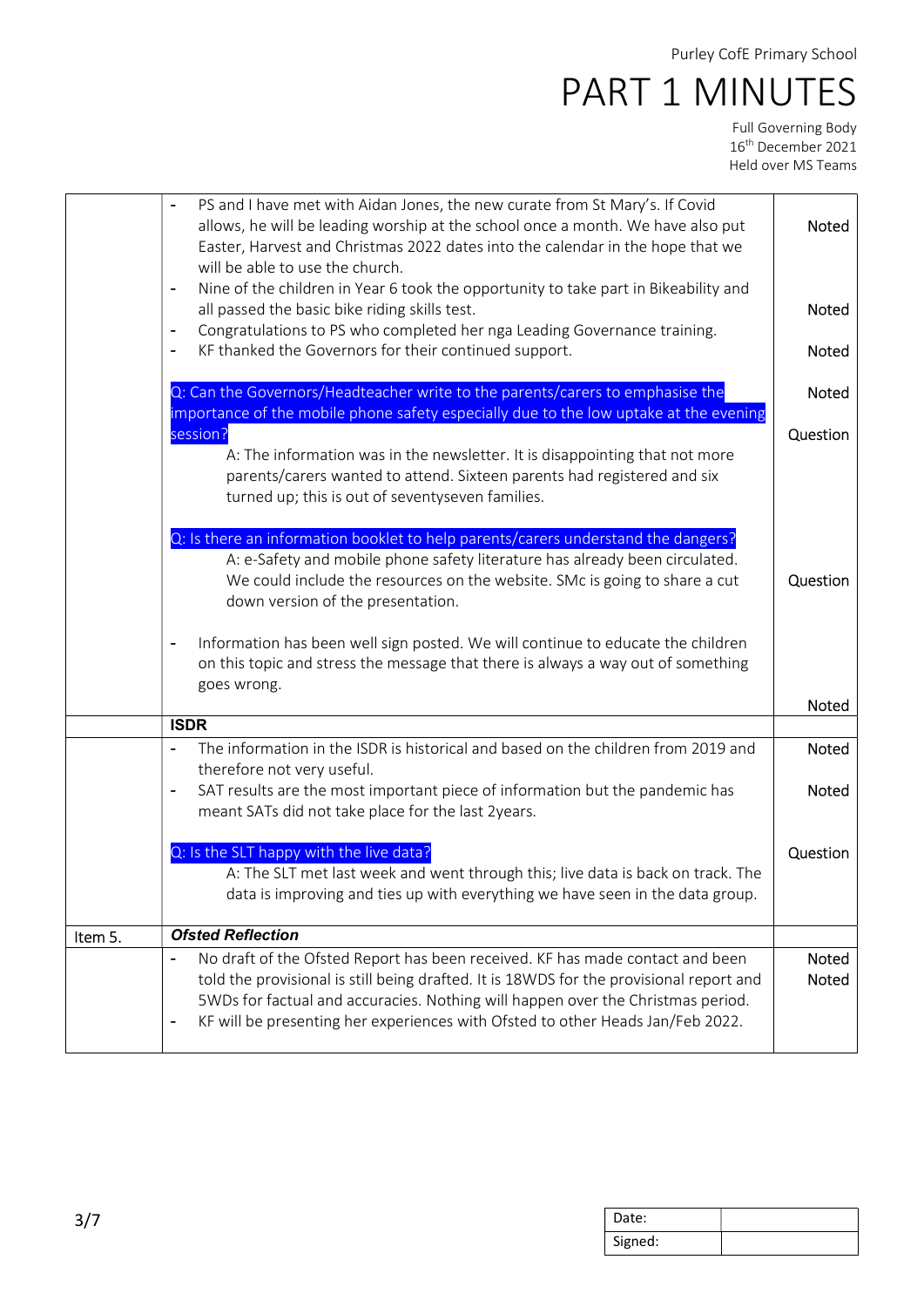| | | |
|---|---|---|
| | - PS and I have met with Aidan Jones, the new curate from St Mary's. If Covid allows, he will be leading worship at the school once a month. We have also put Easter, Harvest and Christmas 2022 dates into the calendar in the hope that we will be able to use the church.<br>- Nine of the children in Year 6 took the opportunity to take part in Bikeability and all passed the basic bike riding skills test.<br>- Congratulations to PS who completed her nga Leading Governance training.<br>- KF thanked the Governors for their continued support.<br><br>Q: Can the Governors/Headteacher write to the parents/carers to emphasise the importance of the mobile phone safety especially due to the low uptake at the evening session?<br>A: The information was in the newsletter. It is disappointing that not more parents/carers wanted to attend. Sixteen parents had registered and six turned up; this is out of seventyseven families.<br><br>Q: Is there an information booklet to help parents/carers understand the dangers?<br>A: e-Safety and mobile phone safety literature has already been circulated. We could include the resources on the website. SMc is going to share a cut down version of the presentation.<br><br>- Information has been well sign posted. We will continue to educate the children on this topic and stress the message that there is always a way out of something goes wrong. | Noted<br><br>Noted<br><br>Noted<br><br>Noted<br><br>Question<br><br>Question<br><br>Noted |
| | **ISDR** | |
| | - The information in the ISDR is historical and based on the children from 2019 and therefore not very useful.<br>- SAT results are the most important piece of information but the pandemic has meant SATs did not take place for the last 2years.<br><br>Q: Is the SLT happy with the live data?<br>A: The SLT met last week and went through this; live data is back on track. The data is improving and ties up with everything we have seen in the data group. | Noted<br><br>Noted<br><br>Question |
| Item 5. | ***Ofsted Reflection*** | |
| | - No draft of the Ofsted Report has been received. KF has made contact and been told the provisional is still being drafted. It is 18WDS for the provisional report and 5WDs for factual and accuracies. Nothing will happen over the Christmas period.<br>- KF will be presenting her experiences with Ofsted to other Heads Jan/Feb 2022. | Noted<br>Noted |

| Date: | |
|---|---|
| Signed: | |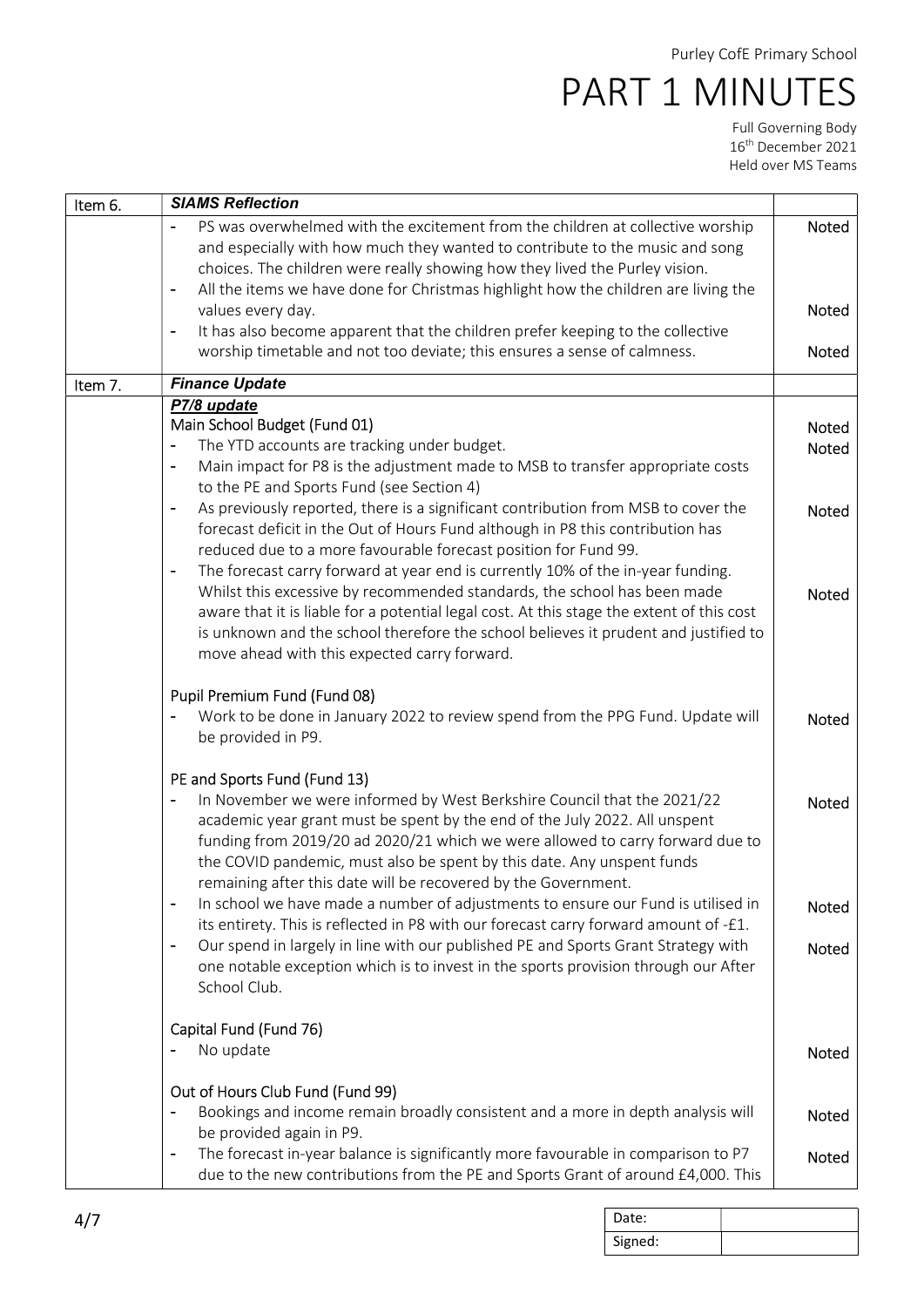Purley CofE Primary School

# PART 1 MINUTES

Full Governing Body
16th December 2021
Held over MS Teams

| Item 6. | ***SIAMS Reflection*** | |
|---|---|---|
| | - PS was overwhelmed with the excitement from the children at collective worship and especially with how much they wanted to contribute to the music and song choices. The children were really showing how they lived the Purley vision. | Noted |
| | - All the items we have done for Christmas highlight how the children are living the values every day. | Noted |
| | - It has also become apparent that the children prefer keeping to the collective worship timetable and not too deviate; this ensures a sense of calmness. | Noted |
| Item 7. | ***Finance Update*** | |
| | ***P7/8 update*** | |
| | Main School Budget (Fund 01) | |
| | - The YTD accounts are tracking under budget. | Noted |
| | - Main impact for P8 is the adjustment made to MSB to transfer appropriate costs to the PE and Sports Fund (see Section 4) | Noted |
| | - As previously reported, there is a significant contribution from MSB to cover the forecast deficit in the Out of Hours Fund although in P8 this contribution has reduced due to a more favourable forecast position for Fund 99. | Noted |
| | - The forecast carry forward at year end is currently 10% of the in-year funding. Whilst this excessive by recommended standards, the school has been made aware that it is liable for a potential legal cost. At this stage the extent of this cost is unknown and the school therefore the school believes it prudent and justified to move ahead with this expected carry forward. | Noted |
| | Pupil Premium Fund (Fund 08) | |
| | - Work to be done in January 2022 to review spend from the PPG Fund. Update will be provided in P9. | Noted |
| | PE and Sports Fund (Fund 13) | |
| | - In November we were informed by West Berkshire Council that the 2021/22 academic year grant must be spent by the end of the July 2022. All unspent funding from 2019/20 ad 2020/21 which we were allowed to carry forward due to the COVID pandemic, must also be spent by this date. Any unspent funds remaining after this date will be recovered by the Government. | Noted |
| | - In school we have made a number of adjustments to ensure our Fund is utilised in its entirety. This is reflected in P8 with our forecast carry forward amount of -£1. | Noted |
| | - Our spend in largely in line with our published PE and Sports Grant Strategy with one notable exception which is to invest in the sports provision through our After School Club. | Noted |
| | Capital Fund (Fund 76) | |
| | - No update | Noted |
| | Out of Hours Club Fund (Fund 99) | |
| | - Bookings and income remain broadly consistent and a more in depth analysis will be provided again in P9. | Noted |
| | - The forecast in-year balance is significantly more favourable in comparison to P7 due to the new contributions from the PE and Sports Grant of around £4,000. This | Noted |

| Date: | |
|---|---|
| Signed: | |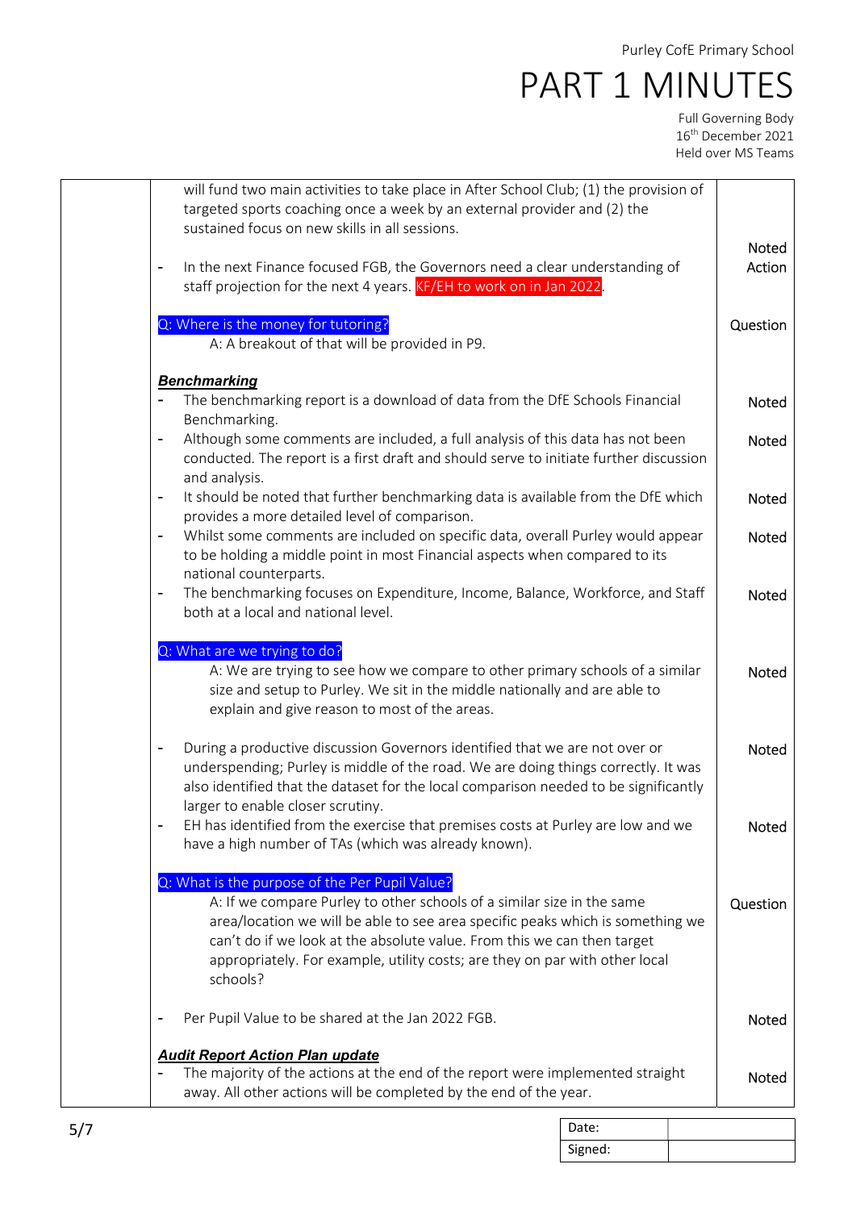| | | |
|---|---|---|
| | will fund two main activities to take place in After School Club; (1) the provision of targeted sports coaching once a week by an external provider and (2) the sustained focus on new skills in all sessions. | Noted |
| | - In the next Finance focused FGB, the Governors need a clear understanding of staff projection for the next 4 years. KF/EH to work on in Jan 2022. | Action |
| | Q: Where is the money for tutoring?<br>A: A breakout of that will be provided in P9. | Question |
| | ***Benchmarking*** | |
| | - The benchmarking report is a download of data from the DfE Schools Financial Benchmarking. | Noted |
| | - Although some comments are included, a full analysis of this data has not been conducted. The report is a first draft and should serve to initiate further discussion and analysis. | Noted |
| | - It should be noted that further benchmarking data is available from the DfE which provides a more detailed level of comparison. | Noted |
| | - Whilst some comments are included on specific data, overall Purley would appear to be holding a middle point in most Financial aspects when compared to its national counterparts. | Noted |
| | - The benchmarking focuses on Expenditure, Income, Balance, Workforce, and Staff both at a local and national level. | Noted |
| | Q: What are we trying to do?<br>A: We are trying to see how we compare to other primary schools of a similar size and setup to Purley. We sit in the middle nationally and are able to explain and give reason to most of the areas. | Noted |
| | - During a productive discussion Governors identified that we are not over or underspending; Purley is middle of the road. We are doing things correctly. It was also identified that the dataset for the local comparison needed to be significantly larger to enable closer scrutiny. | Noted |
| | - EH has identified from the exercise that premises costs at Purley are low and we have a high number of TAs (which was already known). | Noted |
| | Q: What is the purpose of the Per Pupil Value?<br>A: If we compare Purley to other schools of a similar size in the same area/location we will be able to see area specific peaks which is something we can't do if we look at the absolute value. From this we can then target appropriately. For example, utility costs; are they on par with other local schools? | Question |
| | - Per Pupil Value to be shared at the Jan 2022 FGB. | Noted |
| | ***Audit Report Action Plan update*** | |
| | - The majority of the actions at the end of the report were implemented straight away. All other actions will be completed by the end of the year. | Noted |

| Date: | |
|---|---|
| Signed: | |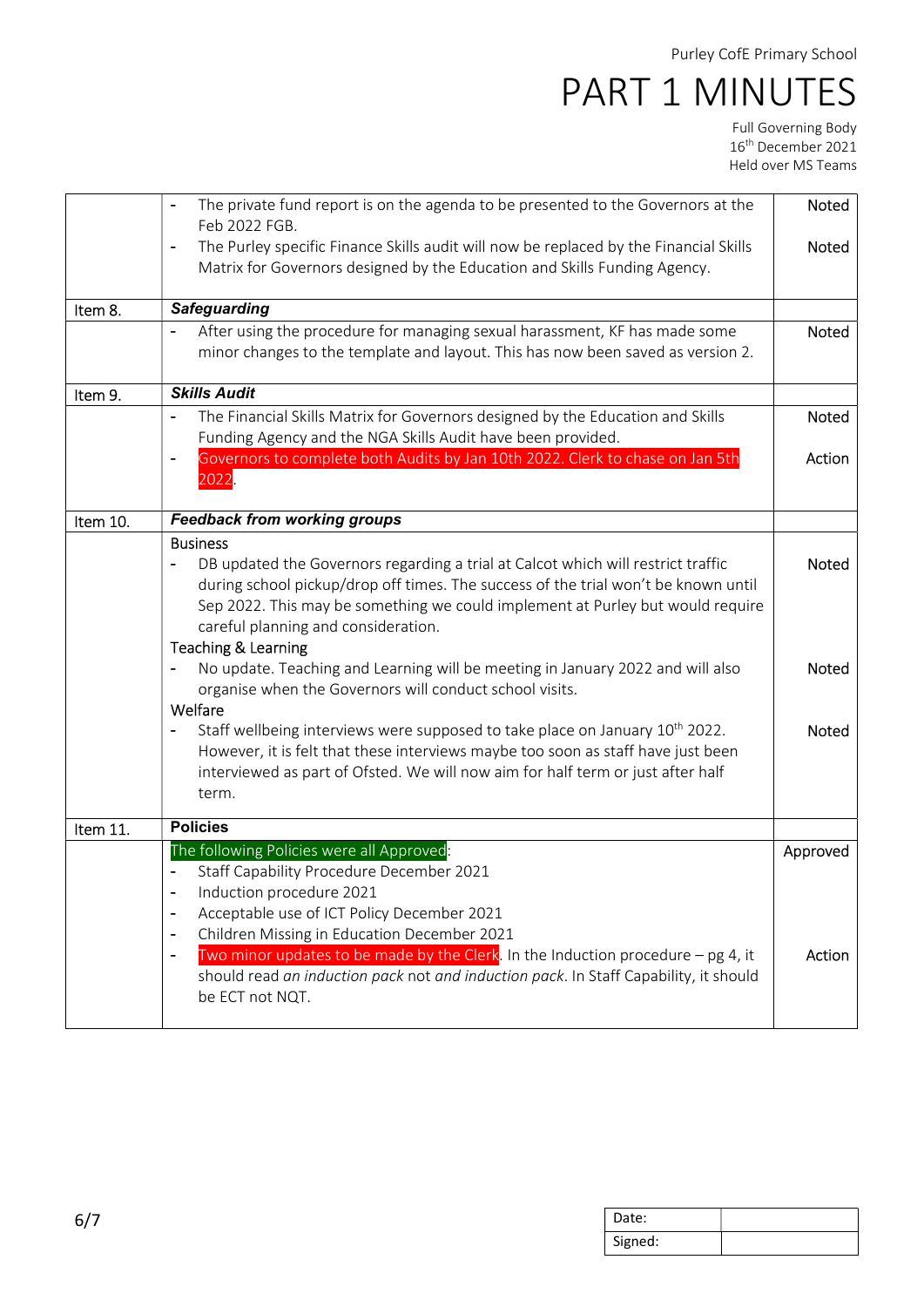Purley CofE Primary School

# PART 1 MINUTES

Full Governing Body
16th December 2021
Held over MS Teams

| | | |
|---|---|---|
| | - The private fund report is on the agenda to be presented to the Governors at the Feb 2022 FGB. | Noted |
| | - The Purley specific Finance Skills audit will now be replaced by the Financial Skills Matrix for Governors designed by the Education and Skills Funding Agency. | Noted |
| Item 8. | ***Safeguarding*** | |
| | - After using the procedure for managing sexual harassment, KF has made some minor changes to the template and layout. This has now been saved as version 2. | Noted |
| Item 9. | ***Skills Audit*** | |
| | - The Financial Skills Matrix for Governors designed by the Education and Skills Funding Agency and the NGA Skills Audit have been provided. | Noted |
| | - Governors to complete both Audits by Jan 10th 2022. Clerk to chase on Jan 5th 2022. | Action |
| Item 10. | ***Feedback from working groups*** | |
| | Business<br>- DB updated the Governors regarding a trial at Calcot which will restrict traffic during school pickup/drop off times. The success of the trial won't be known until Sep 2022. This may be something we could implement at Purley but would require careful planning and consideration. | Noted |
| | Teaching & Learning<br>- No update. Teaching and Learning will be meeting in January 2022 and will also organise when the Governors will conduct school visits. | Noted |
| | Welfare<br>- Staff wellbeing interviews were supposed to take place on January 10th 2022. However, it is felt that these interviews maybe too soon as staff have just been interviewed as part of Ofsted. We will now aim for half term or just after half term. | Noted |
| Item 11. | **Policies** | |
| | The following Policies were all Approved:<br>- Staff Capability Procedure December 2021<br>- Induction procedure 2021<br>- Acceptable use of ICT Policy December 2021<br>- Children Missing in Education December 2021 | Approved |
| | - Two minor updates to be made by the Clerk. In the Induction procedure – pg 4, it should read *an induction pack* not *and induction pack*. In Staff Capability, it should be ECT not NQT. | Action |

| | |
|---|---|
| Date: | |
| Signed: | |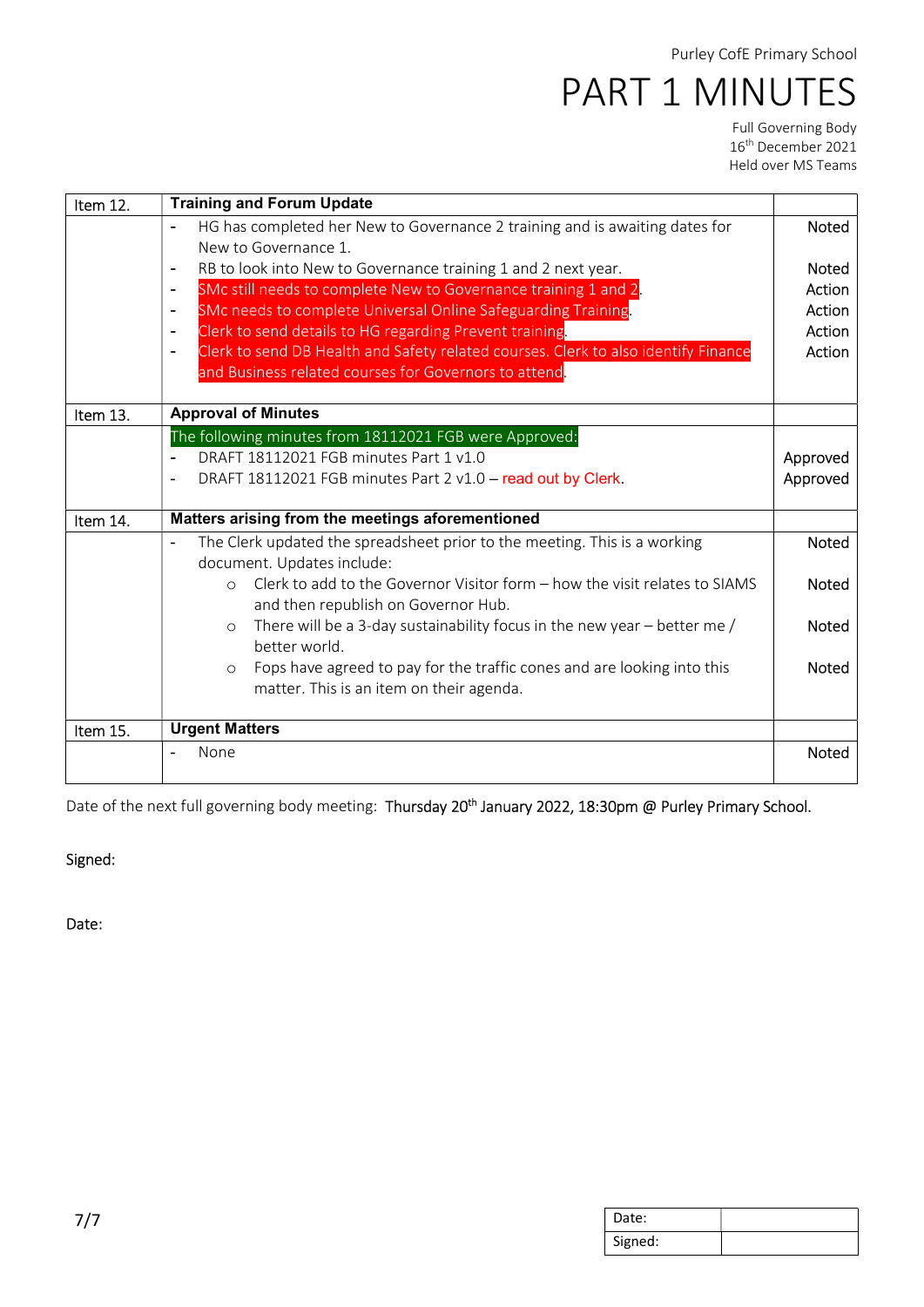Purley CofE Primary School

# PART 1 MINUTES

Full Governing Body
16th December 2021
Held over MS Teams

| | | |
|---|---|---|
| Item 12. | **Training and Forum Update** | |
| | - HG has completed her New to Governance 2 training and is awaiting dates for New to Governance 1. | Noted |
| | - RB to look into New to Governance training 1 and 2 next year. | Noted |
| | - SMc still needs to complete New to Governance training 1 and 2. | Action |
| | - SMc needs to complete Universal Online Safeguarding Training. | Action |
| | - Clerk to send details to HG regarding Prevent training. | Action |
| | - Clerk to send DB Health and Safety related courses. Clerk to also identify Finance and Business related courses for Governors to attend. | Action |
| Item 13. | **Approval of Minutes** | |
| | The following minutes from 18112021 FGB were Approved: | |
| | - DRAFT 18112021 FGB minutes Part 1 v1.0 | Approved |
| | - DRAFT 18112021 FGB minutes Part 2 v1.0 – read out by Clerk. | Approved |
| Item 14. | **Matters arising from the meetings aforementioned** | |
| | - The Clerk updated the spreadsheet prior to the meeting. This is a working document. Updates include: | Noted |
| | ○ Clerk to add to the Governor Visitor form – how the visit relates to SIAMS and then republish on Governor Hub. | Noted |
| | ○ There will be a 3-day sustainability focus in the new year – better me / better world. | Noted |
| | ○ Fops have agreed to pay for the traffic cones and are looking into this matter. This is an item on their agenda. | Noted |
| Item 15. | **Urgent Matters** | |
| | - None | Noted |

Date of the next full governing body meeting: Thursday 20th January 2022, 18:30pm @ Purley Primary School.

Signed:

Date:

| | |
|---|---|
| Date: | |
| Signed: | |